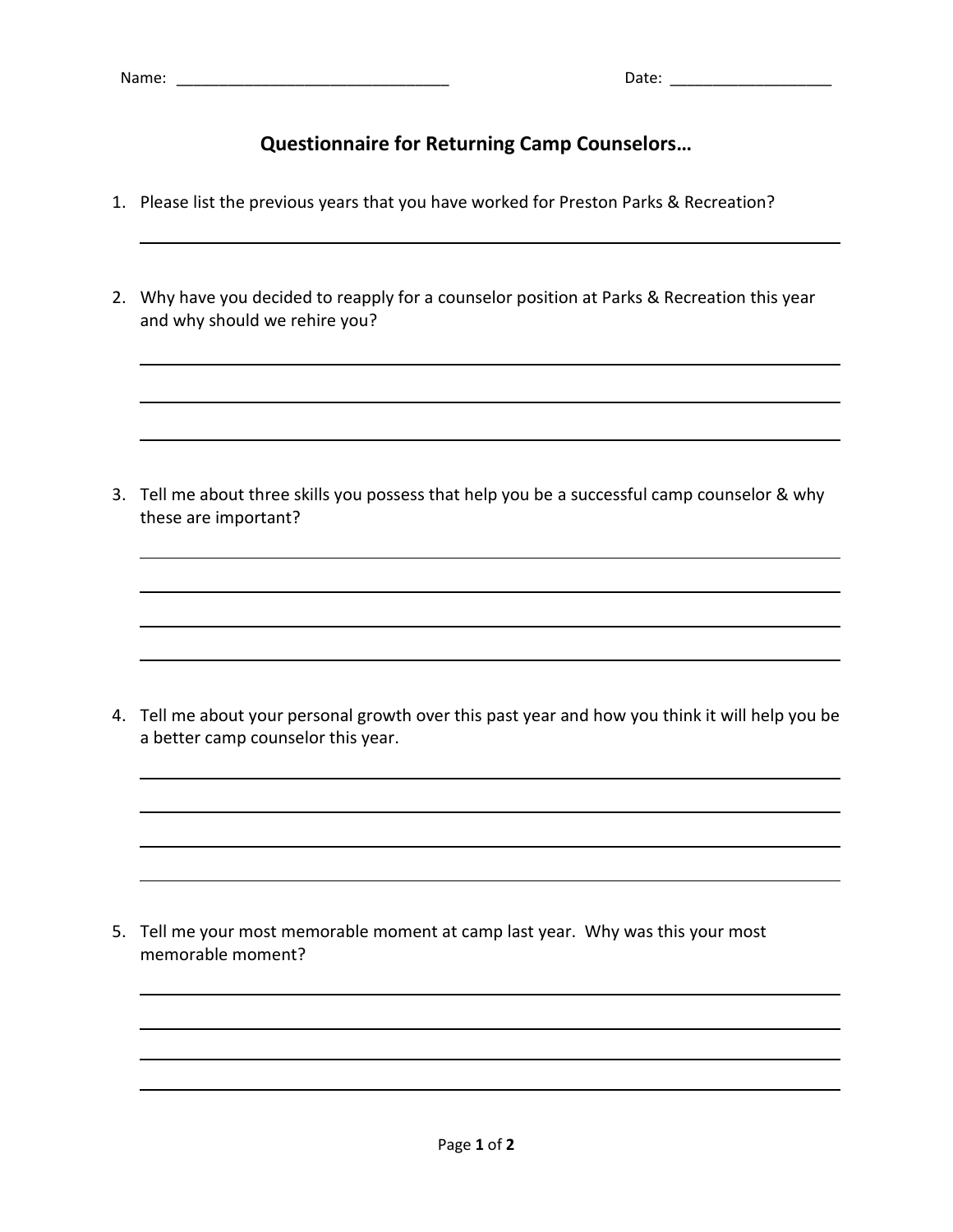Name: ________________________________ Date: ___________________

## Questionnaire for Returning Camp Counselors…

1. Please list the previous years that you have worked for Preston Parks & Recreation?

   ______________________________________________________________________

2. Why have you decided to reapply for a counselor position at Parks & Recreation this year and why should we rehire you?

   ______________________________________________________________________

   ______________________________________________________________________

   ______________________________________________________________________

3. Tell me about three skills you possess that help you be a successful camp counselor & why these are important?

   ______________________________________________________________________

   ______________________________________________________________________

   ______________________________________________________________________

   ______________________________________________________________________

4. Tell me about your personal growth over this past year and how you think it will help you be a better camp counselor this year.

   ______________________________________________________________________

   ______________________________________________________________________

   ______________________________________________________________________

   ______________________________________________________________________

5. Tell me your most memorable moment at camp last year. Why was this your most memorable moment?

   ______________________________________________________________________

   ______________________________________________________________________

   ______________________________________________________________________

   ______________________________________________________________________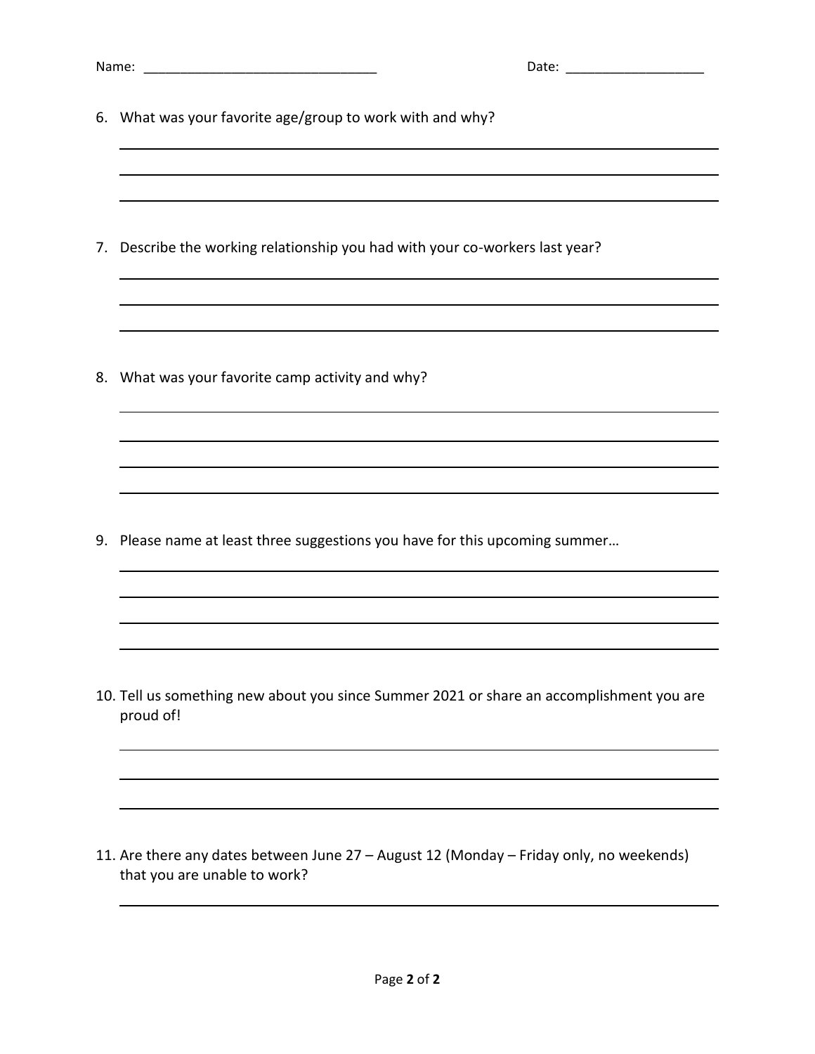Name: ________________________________ Date: ___________________

6. What was your favorite age/group to work with and why?

7. Describe the working relationship you had with your co-workers last year?

8. What was your favorite camp activity and why?

9. Please name at least three suggestions you have for this upcoming summer…

10. Tell us something new about you since Summer 2021 or share an accomplishment you are proud of!

11. Are there any dates between June 27 – August 12 (Monday – Friday only, no weekends) that you are unable to work?